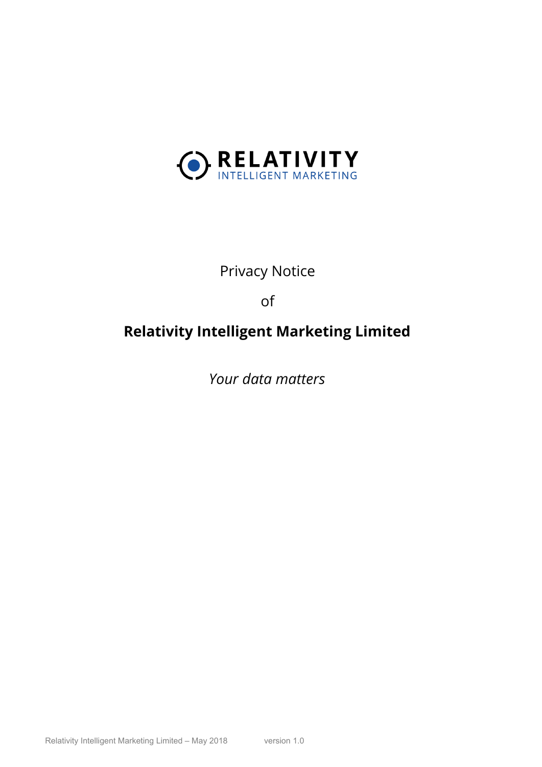RELATIVITY
INTELLIGENT MARKETING

Privacy Notice

of

# Relativity Intelligent Marketing Limited

*Your data matters*

Relativity Intelligent Marketing Limited – May 2018 version 1.0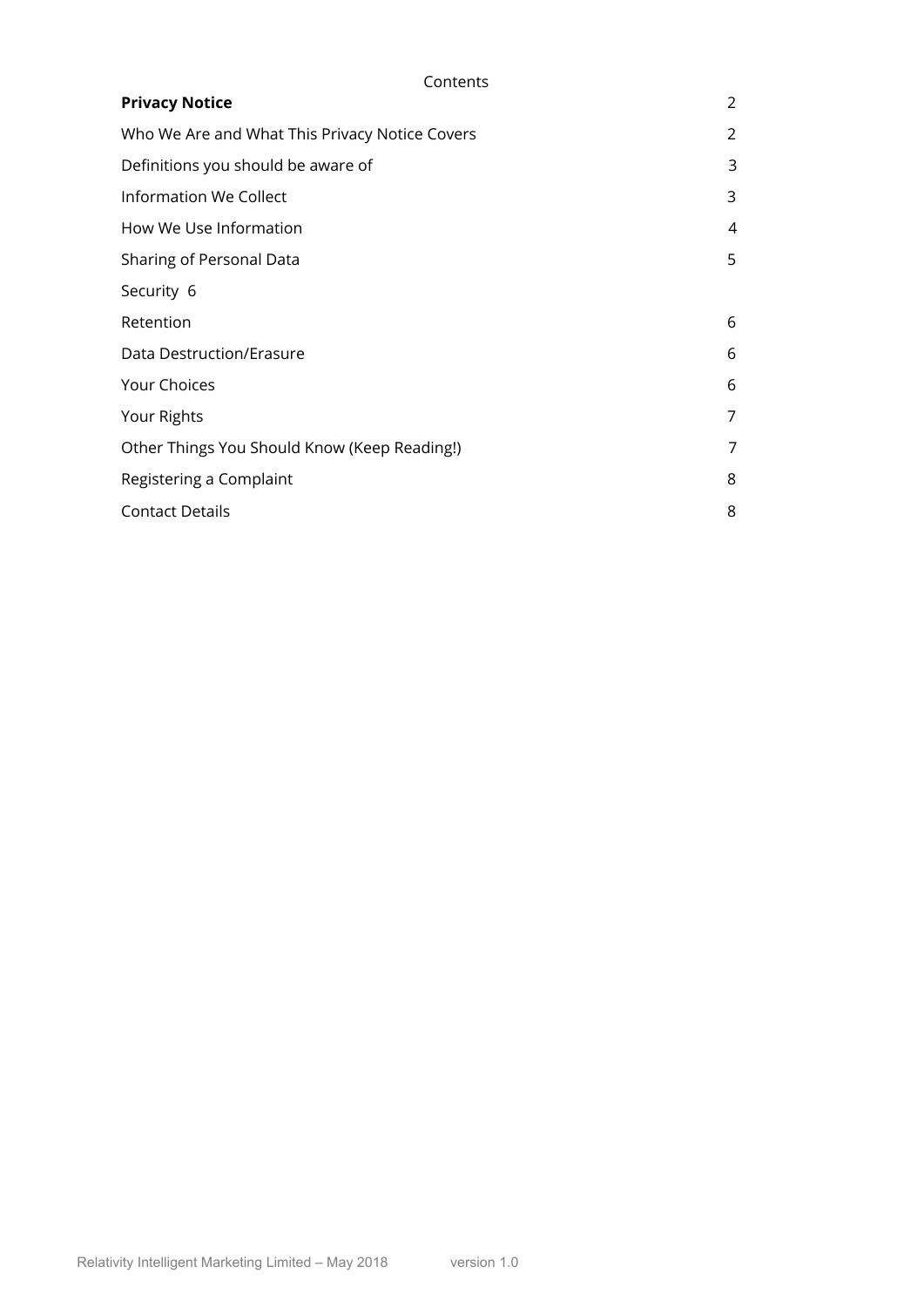Contents

| | |
|---|---|
| **Privacy Notice** | 2 |
| Who We Are and What This Privacy Notice Covers | 2 |
| Definitions you should be aware of | 3 |
| Information We Collect | 3 |
| How We Use Information | 4 |
| Sharing of Personal Data | 5 |
| Security 6 | |
| Retention | 6 |
| Data Destruction/Erasure | 6 |
| Your Choices | 6 |
| Your Rights | 7 |
| Other Things You Should Know (Keep Reading!) | 7 |
| Registering a Complaint | 8 |
| Contact Details | 8 |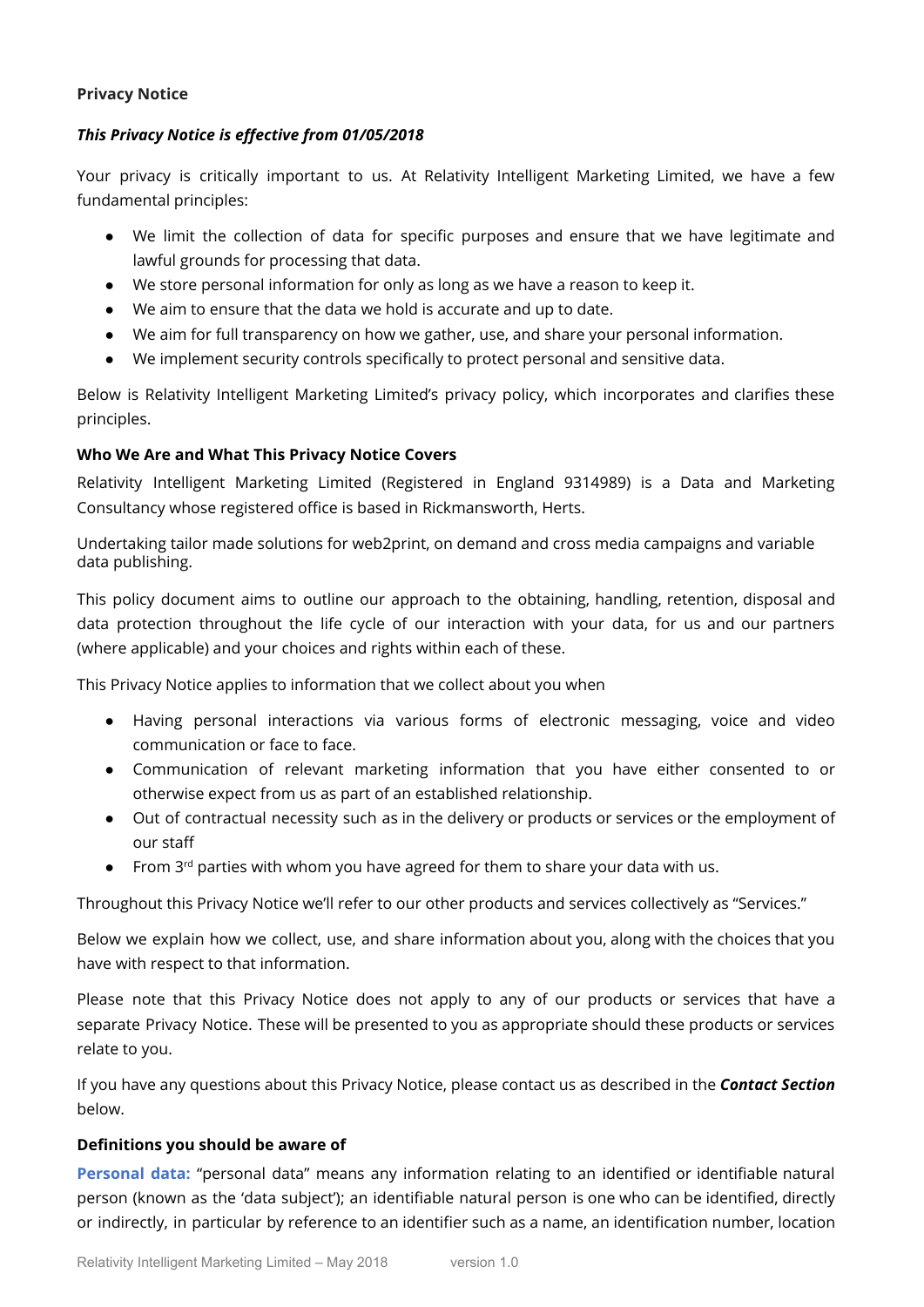**Privacy Notice**

***This Privacy Notice is effective from 01/05/2018***

Your privacy is critically important to us. At Relativity Intelligent Marketing Limited, we have a few fundamental principles:

- We limit the collection of data for specific purposes and ensure that we have legitimate and lawful grounds for processing that data.
- We store personal information for only as long as we have a reason to keep it.
- We aim to ensure that the data we hold is accurate and up to date.
- We aim for full transparency on how we gather, use, and share your personal information.
- We implement security controls specifically to protect personal and sensitive data.

Below is Relativity Intelligent Marketing Limited's privacy policy, which incorporates and clarifies these principles.

**Who We Are and What This Privacy Notice Covers**

Relativity Intelligent Marketing Limited (Registered in England 9314989) is a Data and Marketing Consultancy whose registered office is based in Rickmansworth, Herts.

Undertaking tailor made solutions for web2print, on demand and cross media campaigns and variable data publishing.

This policy document aims to outline our approach to the obtaining, handling, retention, disposal and data protection throughout the life cycle of our interaction with your data, for us and our partners (where applicable) and your choices and rights within each of these.

This Privacy Notice applies to information that we collect about you when

- Having personal interactions via various forms of electronic messaging, voice and video communication or face to face.
- Communication of relevant marketing information that you have either consented to or otherwise expect from us as part of an established relationship.
- Out of contractual necessity such as in the delivery or products or services or the employment of our staff
- From 3rd parties with whom you have agreed for them to share your data with us.

Throughout this Privacy Notice we'll refer to our other products and services collectively as "Services."

Below we explain how we collect, use, and share information about you, along with the choices that you have with respect to that information.

Please note that this Privacy Notice does not apply to any of our products or services that have a separate Privacy Notice. These will be presented to you as appropriate should these products or services relate to you.

If you have any questions about this Privacy Notice, please contact us as described in the ***Contact Section*** below.

**Definitions you should be aware of**

**Personal data:** "personal data" means any information relating to an identified or identifiable natural person (known as the 'data subject'); an identifiable natural person is one who can be identified, directly or indirectly, in particular by reference to an identifier such as a name, an identification number, location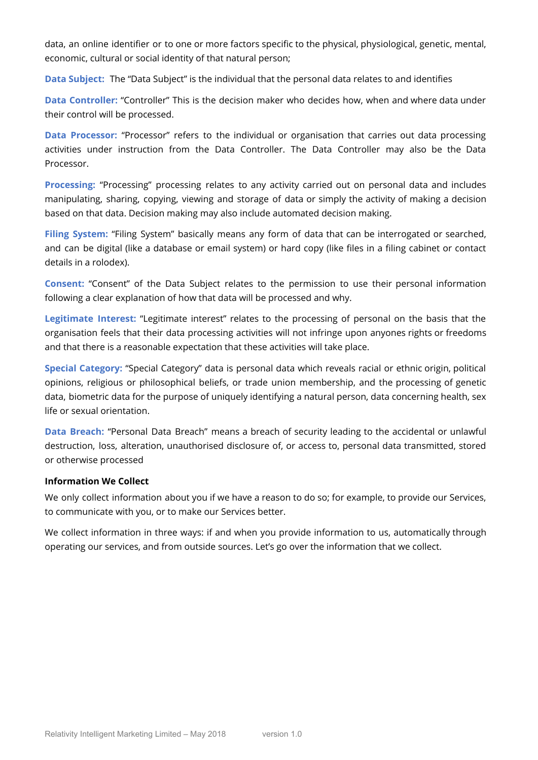data, an online identifier or to one or more factors specific to the physical, physiological, genetic, mental, economic, cultural or social identity of that natural person;

**Data Subject:** The "Data Subject" is the individual that the personal data relates to and identifies

**Data Controller:** "Controller" This is the decision maker who decides how, when and where data under their control will be processed.

**Data Processor:** "Processor" refers to the individual or organisation that carries out data processing activities under instruction from the Data Controller. The Data Controller may also be the Data Processor.

**Processing:** "Processing" processing relates to any activity carried out on personal data and includes manipulating, sharing, copying, viewing and storage of data or simply the activity of making a decision based on that data. Decision making may also include automated decision making.

**Filing System:** "Filing System" basically means any form of data that can be interrogated or searched, and can be digital (like a database or email system) or hard copy (like files in a filing cabinet or contact details in a rolodex).

**Consent:** "Consent" of the Data Subject relates to the permission to use their personal information following a clear explanation of how that data will be processed and why.

**Legitimate Interest:** "Legitimate interest" relates to the processing of personal on the basis that the organisation feels that their data processing activities will not infringe upon anyones rights or freedoms and that there is a reasonable expectation that these activities will take place.

**Special Category:** "Special Category" data is personal data which reveals racial or ethnic origin, political opinions, religious or philosophical beliefs, or trade union membership, and the processing of genetic data, biometric data for the purpose of uniquely identifying a natural person, data concerning health, sex life or sexual orientation.

**Data Breach:** "Personal Data Breach" means a breach of security leading to the accidental or unlawful destruction, loss, alteration, unauthorised disclosure of, or access to, personal data transmitted, stored or otherwise processed

**Information We Collect**

We only collect information about you if we have a reason to do so; for example, to provide our Services, to communicate with you, or to make our Services better.

We collect information in three ways: if and when you provide information to us, automatically through operating our services, and from outside sources. Let's go over the information that we collect.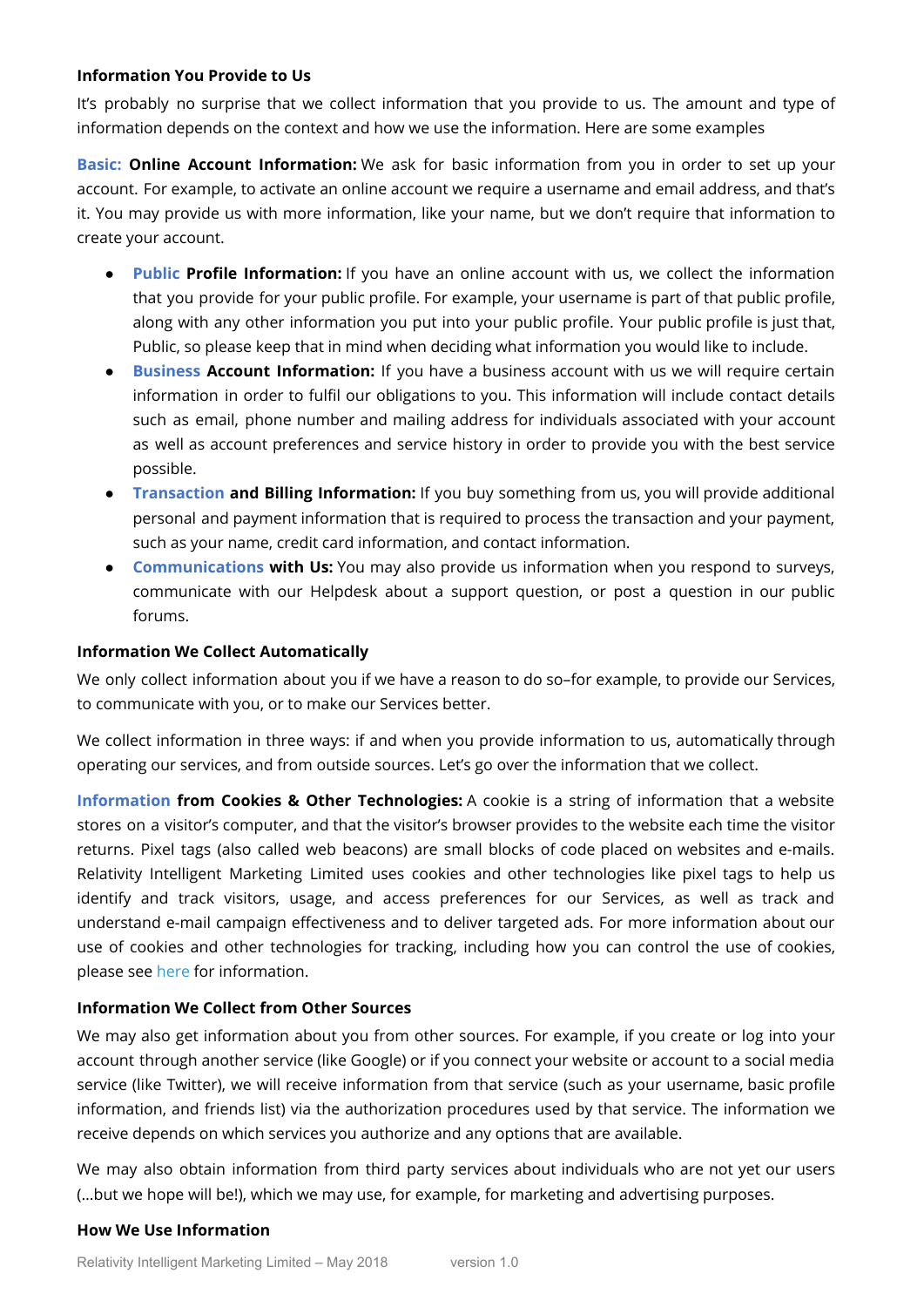**Information You Provide to Us**

It's probably no surprise that we collect information that you provide to us. The amount and type of information depends on the context and how we use the information. Here are some examples

**Basic: Online Account Information:** We ask for basic information from you in order to set up your account. For example, to activate an online account we require a username and email address, and that's it. You may provide us with more information, like your name, but we don't require that information to create your account.

- **Public Profile Information:** If you have an online account with us, we collect the information that you provide for your public profile. For example, your username is part of that public profile, along with any other information you put into your public profile. Your public profile is just that, Public, so please keep that in mind when deciding what information you would like to include.
- **Business Account Information:** If you have a business account with us we will require certain information in order to fulfil our obligations to you. This information will include contact details such as email, phone number and mailing address for individuals associated with your account as well as account preferences and service history in order to provide you with the best service possible.
- **Transaction and Billing Information:** If you buy something from us, you will provide additional personal and payment information that is required to process the transaction and your payment, such as your name, credit card information, and contact information.
- **Communications with Us:** You may also provide us information when you respond to surveys, communicate with our Helpdesk about a support question, or post a question in our public forums.

**Information We Collect Automatically**

We only collect information about you if we have a reason to do so–for example, to provide our Services, to communicate with you, or to make our Services better.

We collect information in three ways: if and when you provide information to us, automatically through operating our services, and from outside sources. Let's go over the information that we collect.

**Information from Cookies & Other Technologies:** A cookie is a string of information that a website stores on a visitor's computer, and that the visitor's browser provides to the website each time the visitor returns. Pixel tags (also called web beacons) are small blocks of code placed on websites and e-mails. Relativity Intelligent Marketing Limited uses cookies and other technologies like pixel tags to help us identify and track visitors, usage, and access preferences for our Services, as well as track and understand e-mail campaign effectiveness and to deliver targeted ads. For more information about our use of cookies and other technologies for tracking, including how you can control the use of cookies, please see here for information.

**Information We Collect from Other Sources**

We may also get information about you from other sources. For example, if you create or log into your account through another service (like Google) or if you connect your website or account to a social media service (like Twitter), we will receive information from that service (such as your username, basic profile information, and friends list) via the authorization procedures used by that service. The information we receive depends on which services you authorize and any options that are available.

We may also obtain information from third party services about individuals who are not yet our users (...but we hope will be!), which we may use, for example, for marketing and advertising purposes.

**How We Use Information**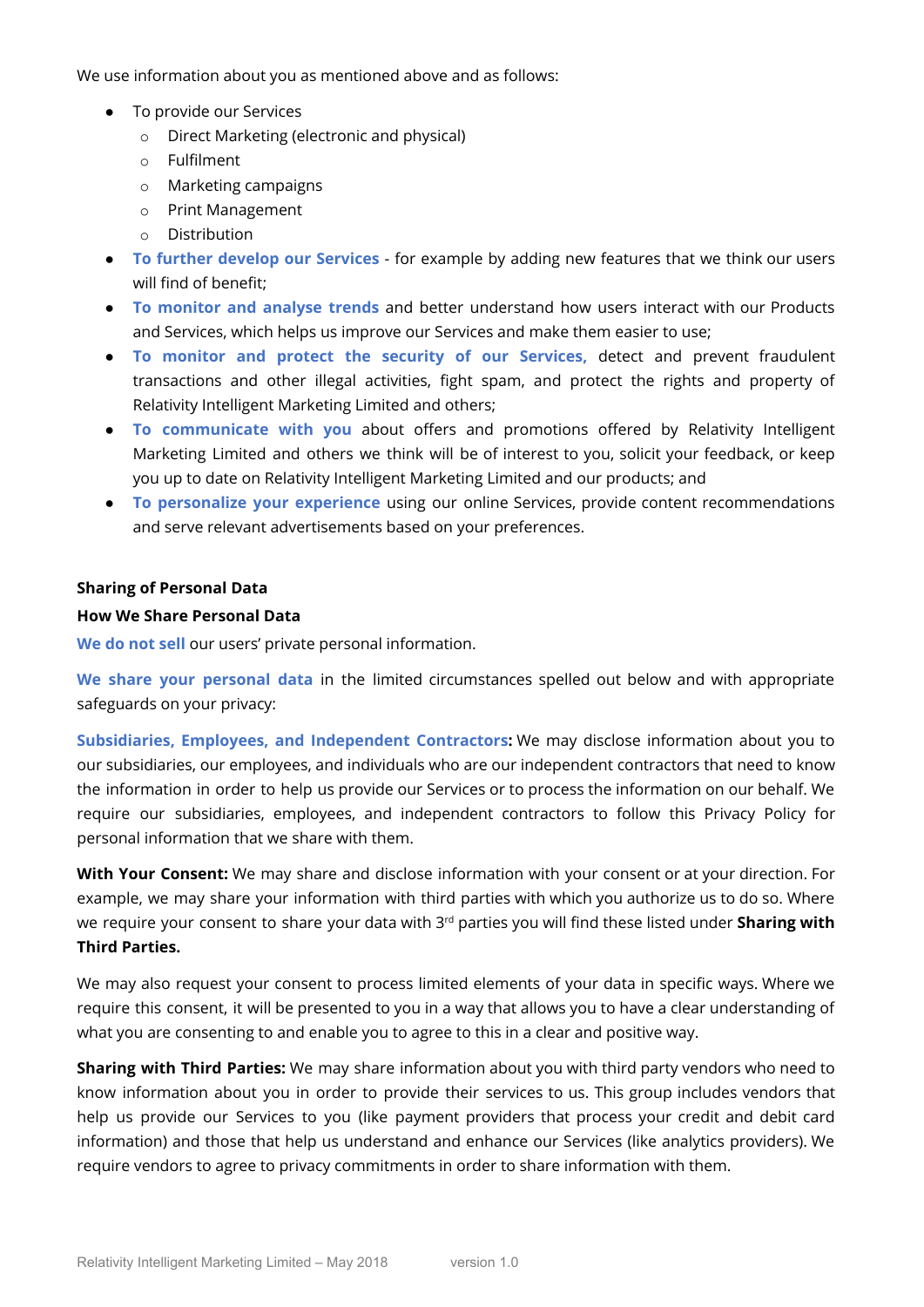We use information about you as mentioned above and as follows:

- To provide our Services
    - Direct Marketing (electronic and physical)
    - Fulfilment
    - Marketing campaigns
    - Print Management
    - Distribution
- **To further develop our Services** - for example by adding new features that we think our users will find of benefit;
- **To monitor and analyse trends** and better understand how users interact with our Products and Services, which helps us improve our Services and make them easier to use;
- **To monitor and protect the security of our Services,** detect and prevent fraudulent transactions and other illegal activities, fight spam, and protect the rights and property of Relativity Intelligent Marketing Limited and others;
- **To communicate with you** about offers and promotions offered by Relativity Intelligent Marketing Limited and others we think will be of interest to you, solicit your feedback, or keep you up to date on Relativity Intelligent Marketing Limited and our products; and
- **To personalize your experience** using our online Services, provide content recommendations and serve relevant advertisements based on your preferences.

### Sharing of Personal Data

### How We Share Personal Data

**We do not sell** our users' private personal information.

**We share your personal data** in the limited circumstances spelled out below and with appropriate safeguards on your privacy:

**Subsidiaries, Employees, and Independent Contractors:** We may disclose information about you to our subsidiaries, our employees, and individuals who are our independent contractors that need to know the information in order to help us provide our Services or to process the information on our behalf. We require our subsidiaries, employees, and independent contractors to follow this Privacy Policy for personal information that we share with them.

**With Your Consent:** We may share and disclose information with your consent or at your direction. For example, we may share your information with third parties with which you authorize us to do so. Where we require your consent to share your data with 3rd parties you will find these listed under **Sharing with Third Parties.**

We may also request your consent to process limited elements of your data in specific ways. Where we require this consent, it will be presented to you in a way that allows you to have a clear understanding of what you are consenting to and enable you to agree to this in a clear and positive way.

**Sharing with Third Parties:** We may share information about you with third party vendors who need to know information about you in order to provide their services to us. This group includes vendors that help us provide our Services to you (like payment providers that process your credit and debit card information) and those that help us understand and enhance our Services (like analytics providers). We require vendors to agree to privacy commitments in order to share information with them.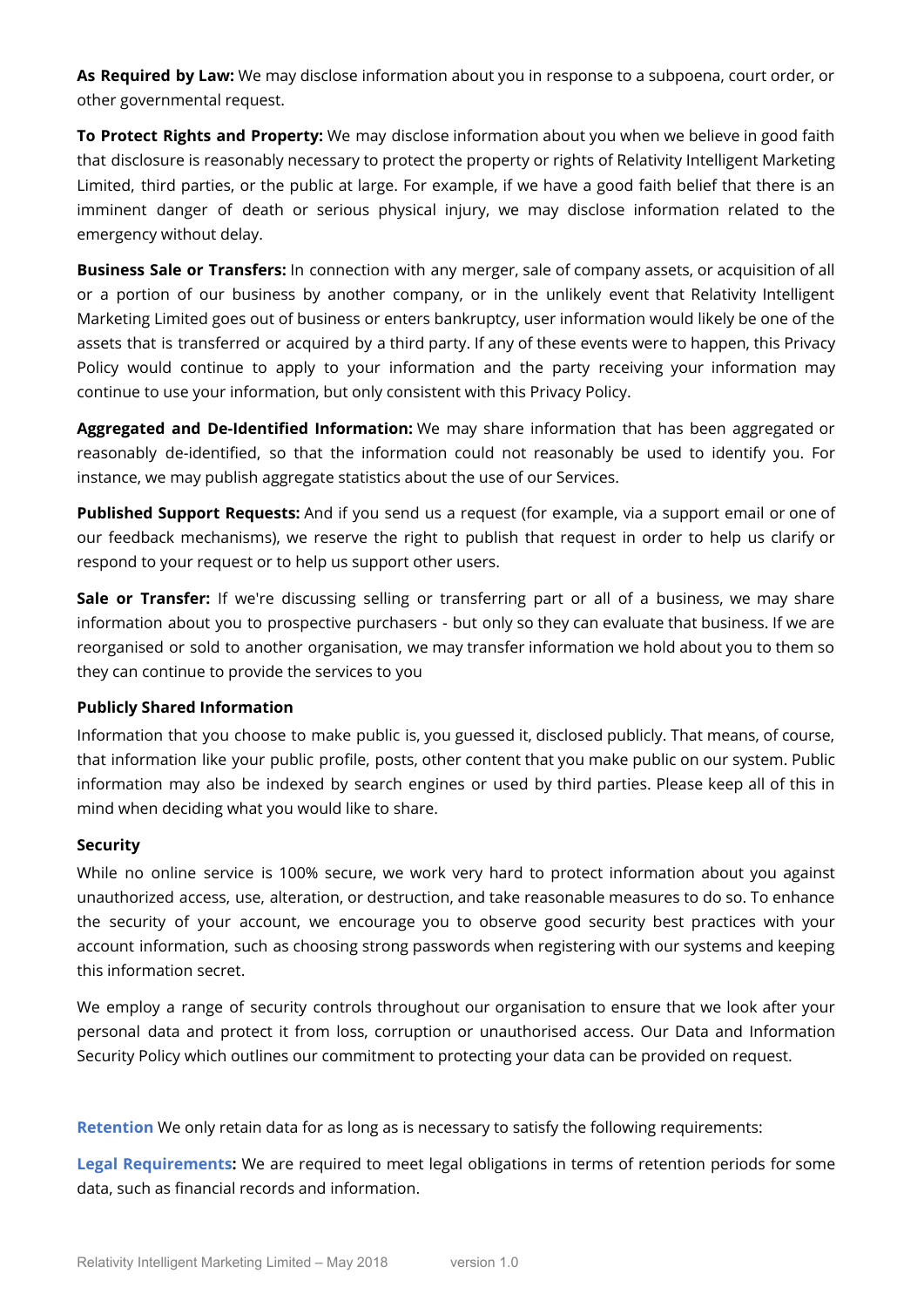**As Required by Law:** We may disclose information about you in response to a subpoena, court order, or other governmental request.

**To Protect Rights and Property:** We may disclose information about you when we believe in good faith that disclosure is reasonably necessary to protect the property or rights of Relativity Intelligent Marketing Limited, third parties, or the public at large. For example, if we have a good faith belief that there is an imminent danger of death or serious physical injury, we may disclose information related to the emergency without delay.

**Business Sale or Transfers:** In connection with any merger, sale of company assets, or acquisition of all or a portion of our business by another company, or in the unlikely event that Relativity Intelligent Marketing Limited goes out of business or enters bankruptcy, user information would likely be one of the assets that is transferred or acquired by a third party. If any of these events were to happen, this Privacy Policy would continue to apply to your information and the party receiving your information may continue to use your information, but only consistent with this Privacy Policy.

**Aggregated and De-Identified Information:** We may share information that has been aggregated or reasonably de-identified, so that the information could not reasonably be used to identify you. For instance, we may publish aggregate statistics about the use of our Services.

**Published Support Requests:** And if you send us a request (for example, via a support email or one of our feedback mechanisms), we reserve the right to publish that request in order to help us clarify or respond to your request or to help us support other users.

**Sale or Transfer:** If we're discussing selling or transferring part or all of a business, we may share information about you to prospective purchasers - but only so they can evaluate that business. If we are reorganised or sold to another organisation, we may transfer information we hold about you to them so they can continue to provide the services to you

**Publicly Shared Information**

Information that you choose to make public is, you guessed it, disclosed publicly. That means, of course, that information like your public profile, posts, other content that you make public on our system. Public information may also be indexed by search engines or used by third parties. Please keep all of this in mind when deciding what you would like to share.

**Security**

While no online service is 100% secure, we work very hard to protect information about you against unauthorized access, use, alteration, or destruction, and take reasonable measures to do so. To enhance the security of your account, we encourage you to observe good security best practices with your account information, such as choosing strong passwords when registering with our systems and keeping this information secret.

We employ a range of security controls throughout our organisation to ensure that we look after your personal data and protect it from loss, corruption or unauthorised access. Our Data and Information Security Policy which outlines our commitment to protecting your data can be provided on request.

**Retention** We only retain data for as long as is necessary to satisfy the following requirements:

**Legal Requirements:** We are required to meet legal obligations in terms of retention periods for some data, such as financial records and information.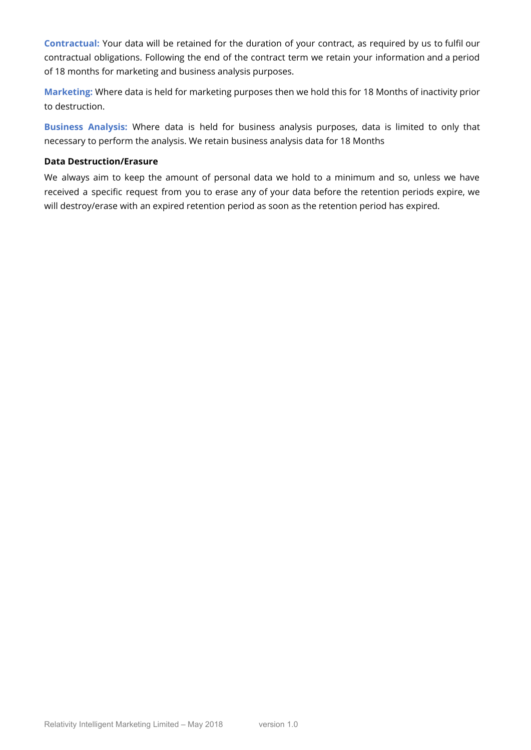**Contractual:** Your data will be retained for the duration of your contract, as required by us to fulfil our contractual obligations. Following the end of the contract term we retain your information and a period of 18 months for marketing and business analysis purposes.

**Marketing:** Where data is held for marketing purposes then we hold this for 18 Months of inactivity prior to destruction.

**Business Analysis:** Where data is held for business analysis purposes, data is limited to only that necessary to perform the analysis. We retain business analysis data for 18 Months

**Data Destruction/Erasure**

We always aim to keep the amount of personal data we hold to a minimum and so, unless we have received a specific request from you to erase any of your data before the retention periods expire, we will destroy/erase with an expired retention period as soon as the retention period has expired.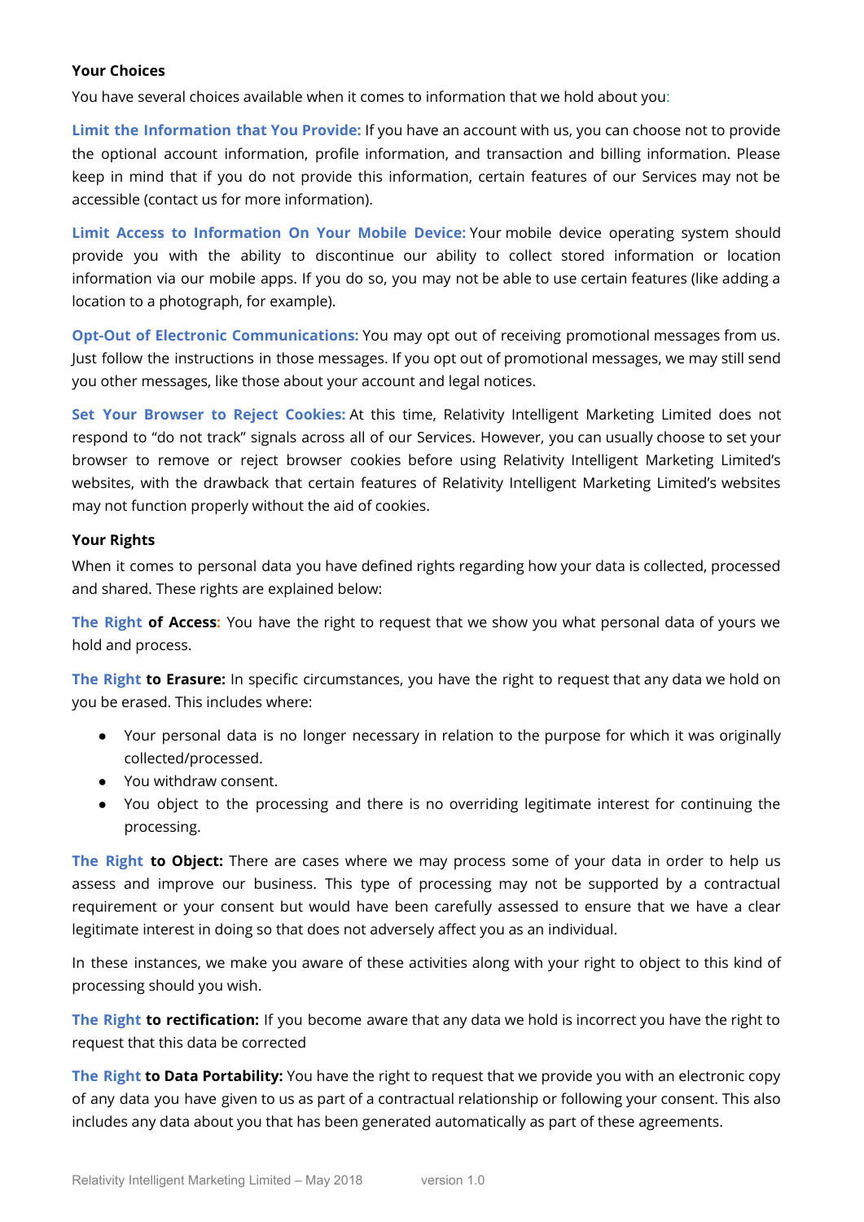**Your Choices**

You have several choices available when it comes to information that we hold about you:

**Limit the Information that You Provide:** If you have an account with us, you can choose not to provide the optional account information, profile information, and transaction and billing information. Please keep in mind that if you do not provide this information, certain features of our Services may not be accessible (contact us for more information).

**Limit Access to Information On Your Mobile Device:** Your mobile device operating system should provide you with the ability to discontinue our ability to collect stored information or location information via our mobile apps. If you do so, you may not be able to use certain features (like adding a location to a photograph, for example).

**Opt-Out of Electronic Communications:** You may opt out of receiving promotional messages from us. Just follow the instructions in those messages. If you opt out of promotional messages, we may still send you other messages, like those about your account and legal notices.

**Set Your Browser to Reject Cookies:** At this time, Relativity Intelligent Marketing Limited does not respond to "do not track" signals across all of our Services. However, you can usually choose to set your browser to remove or reject browser cookies before using Relativity Intelligent Marketing Limited's websites, with the drawback that certain features of Relativity Intelligent Marketing Limited's websites may not function properly without the aid of cookies.

**Your Rights**

When it comes to personal data you have defined rights regarding how your data is collected, processed and shared. These rights are explained below:

**The Right of Access:** You have the right to request that we show you what personal data of yours we hold and process.

**The Right to Erasure:** In specific circumstances, you have the right to request that any data we hold on you be erased. This includes where:

- Your personal data is no longer necessary in relation to the purpose for which it was originally collected/processed.
- You withdraw consent.
- You object to the processing and there is no overriding legitimate interest for continuing the processing.

**The Right to Object:** There are cases where we may process some of your data in order to help us assess and improve our business. This type of processing may not be supported by a contractual requirement or your consent but would have been carefully assessed to ensure that we have a clear legitimate interest in doing so that does not adversely affect you as an individual.

In these instances, we make you aware of these activities along with your right to object to this kind of processing should you wish.

**The Right to rectification:** If you become aware that any data we hold is incorrect you have the right to request that this data be corrected

**The Right to Data Portability:** You have the right to request that we provide you with an electronic copy of any data you have given to us as part of a contractual relationship or following your consent. This also includes any data about you that has been generated automatically as part of these agreements.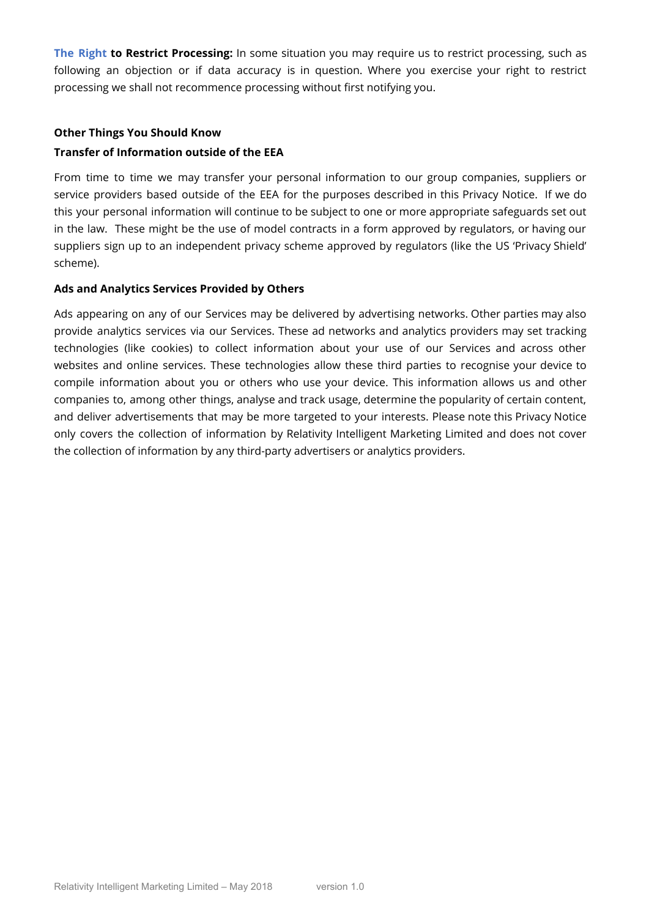**The Right to Restrict Processing:** In some situation you may require us to restrict processing, such as following an objection or if data accuracy is in question. Where you exercise your right to restrict processing we shall not recommence processing without first notifying you.

**Other Things You Should Know**

**Transfer of Information outside of the EEA**

From time to time we may transfer your personal information to our group companies, suppliers or service providers based outside of the EEA for the purposes described in this Privacy Notice. If we do this your personal information will continue to be subject to one or more appropriate safeguards set out in the law. These might be the use of model contracts in a form approved by regulators, or having our suppliers sign up to an independent privacy scheme approved by regulators (like the US 'Privacy Shield' scheme).

**Ads and Analytics Services Provided by Others**

Ads appearing on any of our Services may be delivered by advertising networks. Other parties may also provide analytics services via our Services. These ad networks and analytics providers may set tracking technologies (like cookies) to collect information about your use of our Services and across other websites and online services. These technologies allow these third parties to recognise your device to compile information about you or others who use your device. This information allows us and other companies to, among other things, analyse and track usage, determine the popularity of certain content, and deliver advertisements that may be more targeted to your interests. Please note this Privacy Notice only covers the collection of information by Relativity Intelligent Marketing Limited and does not cover the collection of information by any third-party advertisers or analytics providers.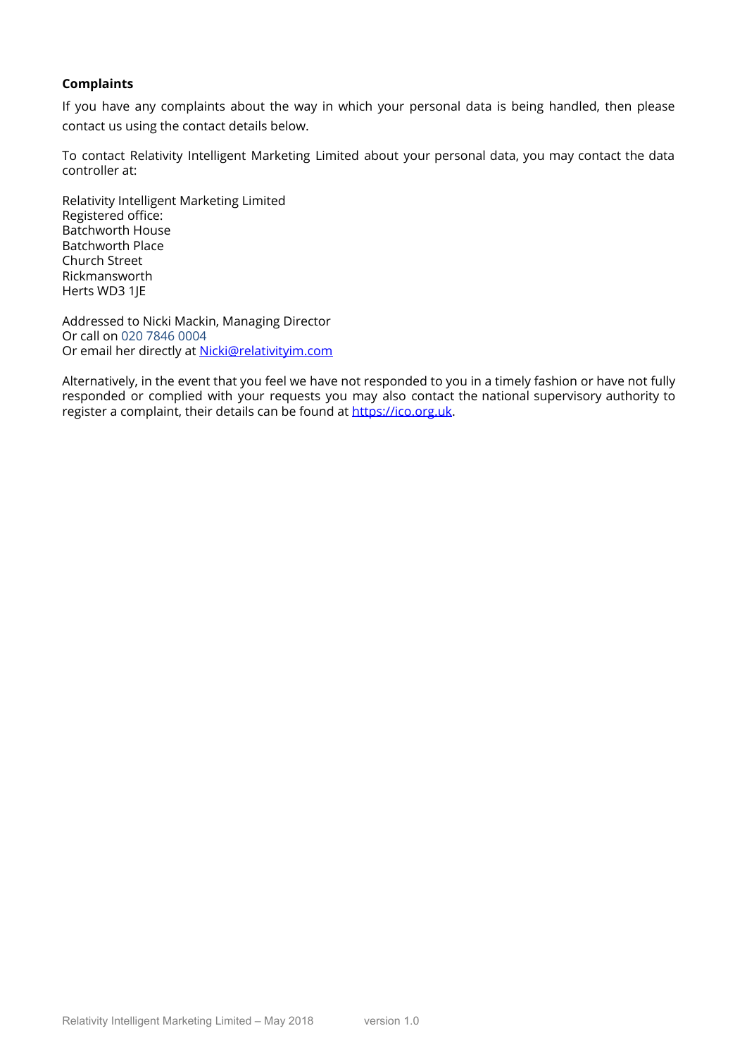**Complaints**

If you have any complaints about the way in which your personal data is being handled, then please contact us using the contact details below.

To contact Relativity Intelligent Marketing Limited about your personal data, you may contact the data controller at:

Relativity Intelligent Marketing Limited  
Registered office:  
Batchworth House  
Batchworth Place  
Church Street  
Rickmansworth  
Herts WD3 1JE

Addressed to Nicki Mackin, Managing Director  
Or call on 020 7846 0004  
Or email her directly at Nicki@relativityim.com

Alternatively, in the event that you feel we have not responded to you in a timely fashion or have not fully responded or complied with your requests you may also contact the national supervisory authority to register a complaint, their details can be found at https://ico.org.uk.